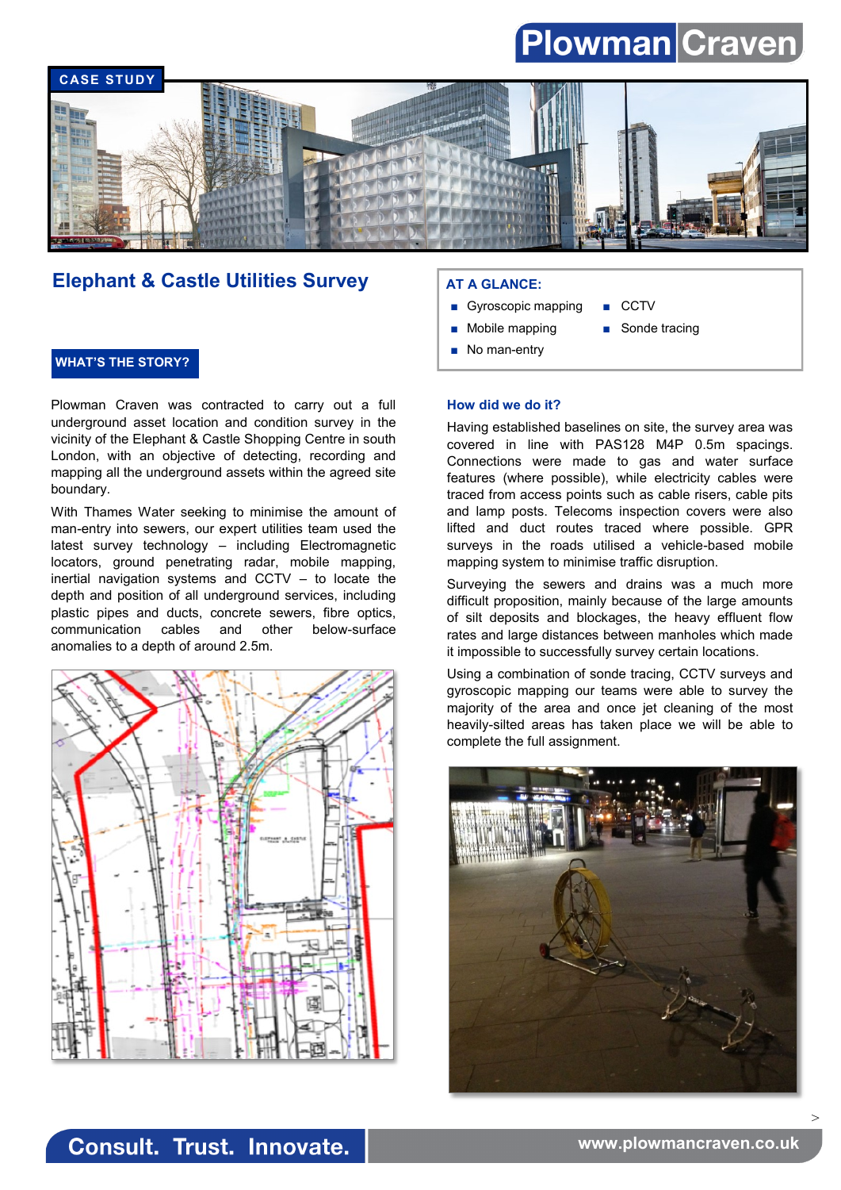Plowman Craven

CASE STUDY

# Elephant & Castle Utilities Survey

**AT A GLANCE:**

- Gyroscopic mapping
- Mobile mapping
- No man-entry
- CCTV
- Sonde tracing

## WHAT'S THE STORY?

Plowman Craven was contracted to carry out a full underground asset location and condition survey in the vicinity of the Elephant & Castle Shopping Centre in south London, with an objective of detecting, recording and mapping all the underground assets within the agreed site boundary.

With Thames Water seeking to minimise the amount of man-entry into sewers, our expert utilities team used the latest survey technology – including Electromagnetic locators, ground penetrating radar, mobile mapping, inertial navigation systems and CCTV – to locate the depth and position of all underground services, including plastic pipes and ducts, concrete sewers, fibre optics, communication cables and other below-surface anomalies to a depth of around 2.5m.

### How did we do it?

Having established baselines on site, the survey area was covered in line with PAS128 M4P 0.5m spacings. Connections were made to gas and water surface features (where possible), while electricity cables were traced from access points such as cable risers, cable pits and lamp posts. Telecoms inspection covers were also lifted and duct routes traced where possible. GPR surveys in the roads utilised a vehicle-based mobile mapping system to minimise traffic disruption.

Surveying the sewers and drains was a much more difficult proposition, mainly because of the large amounts of silt deposits and blockages, the heavy effluent flow rates and large distances between manholes which made it impossible to successfully survey certain locations.

Using a combination of sonde tracing, CCTV surveys and gyroscopic mapping our teams were able to survey the majority of the area and once jet cleaning of the most heavily-silted areas has taken place we will be able to complete the full assignment.

Consult. Trust. Innovate.

www.plowmancraven.co.uk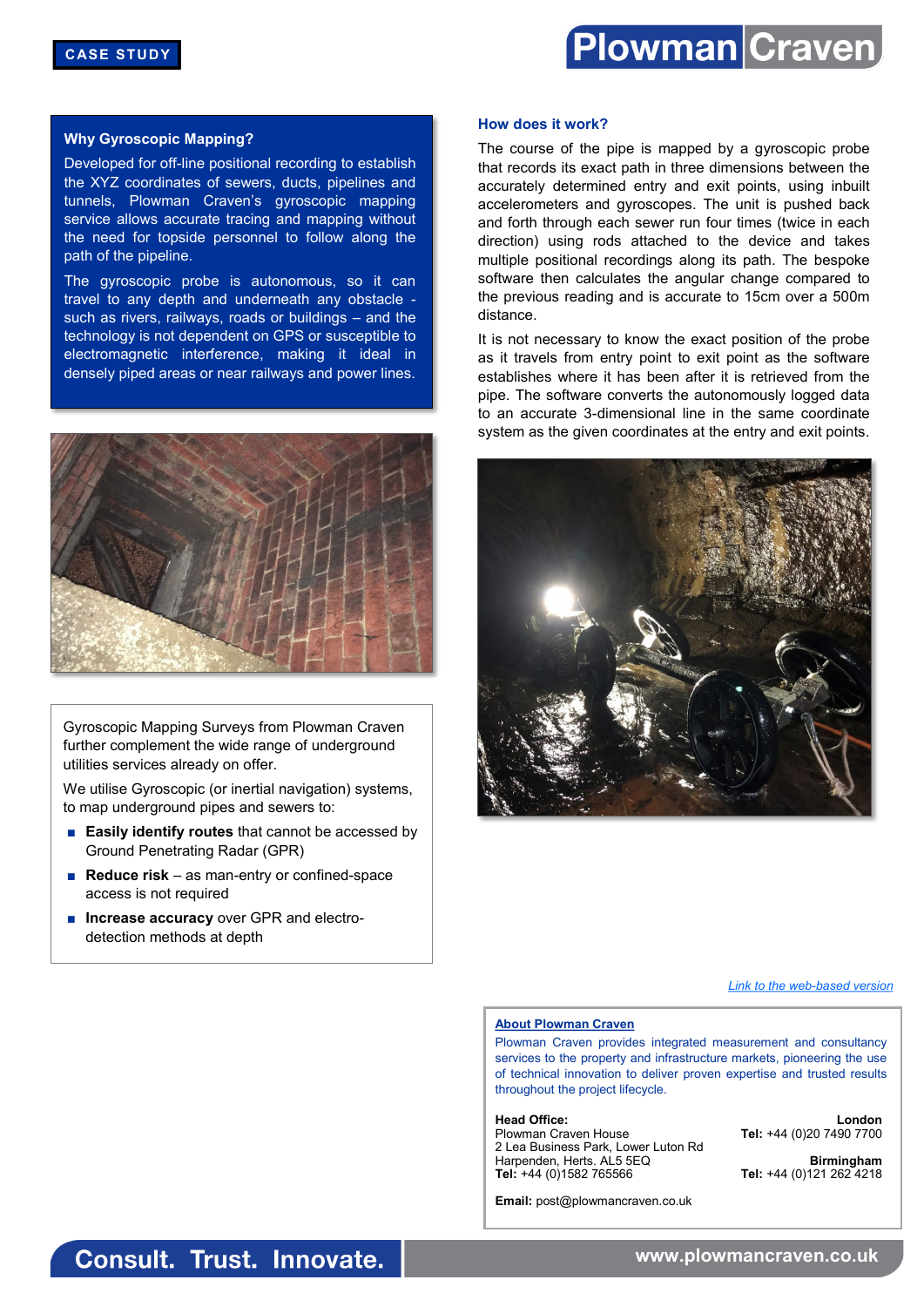CASE STUDY

Plowman Craven

## Why Gyroscopic Mapping?

Developed for off-line positional recording to establish the XYZ coordinates of sewers, ducts, pipelines and tunnels, Plowman Craven's gyroscopic mapping service allows accurate tracing and mapping without the need for topside personnel to follow along the path of the pipeline.

The gyroscopic probe is autonomous, so it can travel to any depth and underneath any obstacle - such as rivers, railways, roads or buildings – and the technology is not dependent on GPS or susceptible to electromagnetic interference, making it ideal in densely piped areas or near railways and power lines.

Gyroscopic Mapping Surveys from Plowman Craven further complement the wide range of underground utilities services already on offer.

We utilise Gyroscopic (or inertial navigation) systems, to map underground pipes and sewers to:

- **Easily identify routes** that cannot be accessed by Ground Penetrating Radar (GPR)
- **Reduce risk** – as man-entry or confined-space access is not required
- **Increase accuracy** over GPR and electro-detection methods at depth

## How does it work?

The course of the pipe is mapped by a gyroscopic probe that records its exact path in three dimensions between the accurately determined entry and exit points, using inbuilt accelerometers and gyroscopes. The unit is pushed back and forth through each sewer run four times (twice in each direction) using rods attached to the device and takes multiple positional recordings along its path. The bespoke software then calculates the angular change compared to the previous reading and is accurate to 15cm over a 500m distance.

It is not necessary to know the exact position of the probe as it travels from entry point to exit point as the software establishes where it has been after it is retrieved from the pipe. The software converts the autonomously logged data to an accurate 3-dimensional line in the same coordinate system as the given coordinates at the entry and exit points.

*Link to the web-based version*

**About Plowman Craven**

Plowman Craven provides integrated measurement and consultancy services to the property and infrastructure markets, pioneering the use of technical innovation to deliver proven expertise and trusted results throughout the project lifecycle.

**Head Office:**
Plowman Craven House
2 Lea Business Park, Lower Luton Rd
Harpenden, Herts. AL5 5EQ
**Tel:** +44 (0)1582 765566

**London**
**Tel:** +44 (0)20 7490 7700

**Birmingham**
**Tel:** +44 (0)121 262 4218

**Email:** post@plowmancraven.co.uk

Consult. Trust. Innovate.

www.plowmancraven.co.uk